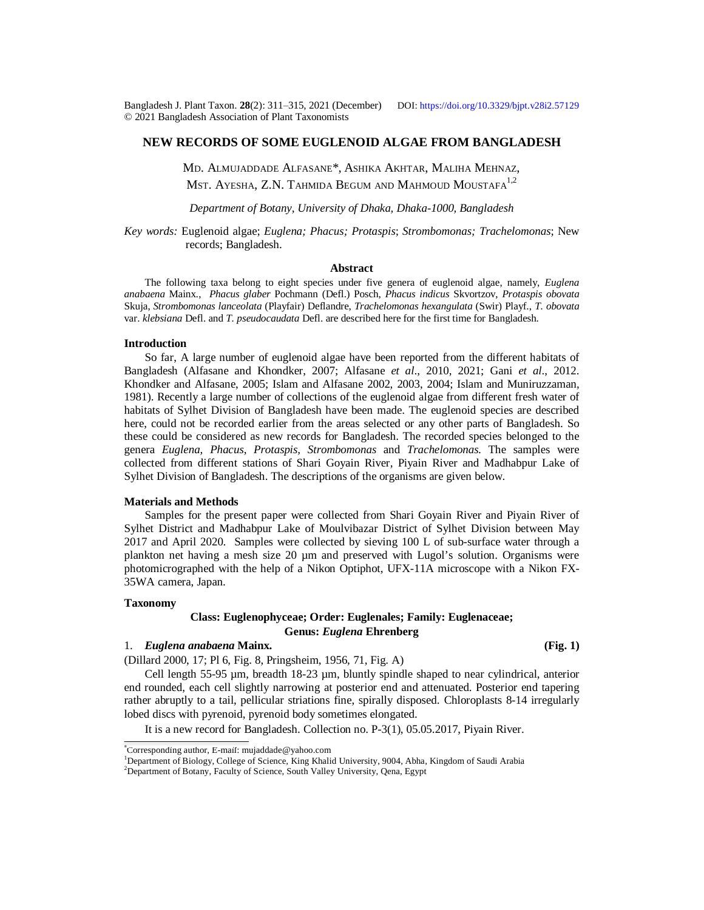Bangladesh J. Plant Taxon. **28**(2): 311–315, 2021 (December) DOI: https://doi.org/10.3329/bjpt.v28i2.57129
© 2021 Bangladesh Association of Plant Taxonomists

# NEW RECORDS OF SOME EUGLENOID ALGAE FROM BANGLADESH

Md. Almujaddade Alfasane*, Ashika Akhtar, Maliha Mehnaz, Mst. Ayesha, Z.N. Tahmida Begum and Mahmoud Moustafa[1,2]

*Department of Botany, University of Dhaka, Dhaka-1000, Bangladesh*

*Key words:* Euglenoid algae; *Euglena; Phacus; Protaspis*; *Strombomonas; Trachelomonas*; New records; Bangladesh.

## Abstract

The following taxa belong to eight species under five genera of euglenoid algae, namely, *Euglena anabaena* Mainx., *Phacus glaber* Pochmann (Defl.) Posch, *Phacus indicus* Skvortzov, *Protaspis obovata* Skuja, *Strombomonas lanceolata* (Playfair) Deflandre, *Trachelomonas hexangulata* (Swir) Playf., *T. obovata* var. *klebsiana* Defl. and *T. pseudocaudata* Defl. are described here for the first time for Bangladesh.

## Introduction

So far, A large number of euglenoid algae have been reported from the different habitats of Bangladesh (Alfasane and Khondker, 2007; Alfasane *et al*., 2010, 2021; Gani *et al*., 2012. Khondker and Alfasane, 2005; Islam and Alfasane 2002, 2003, 2004; Islam and Muniruzzaman, 1981). Recently a large number of collections of the euglenoid algae from different fresh water of habitats of Sylhet Division of Bangladesh have been made. The euglenoid species are described here, could not be recorded earlier from the areas selected or any other parts of Bangladesh. So these could be considered as new records for Bangladesh. The recorded species belonged to the genera *Euglena*, *Phacus*, *Protaspis*, *Strombomonas* and *Trachelomonas.* The samples were collected from different stations of Shari Goyain River, Piyain River and Madhabpur Lake of Sylhet Division of Bangladesh. The descriptions of the organisms are given below.

## Materials and Methods

Samples for the present paper were collected from Shari Goyain River and Piyain River of Sylhet District and Madhabpur Lake of Moulvibazar District of Sylhet Division between May 2017 and April 2020. Samples were collected by sieving 100 L of sub-surface water through a plankton net having a mesh size 20 µm and preserved with Lugol's solution. Organisms were photomicrographed with the help of a Nikon Optiphot, UFX-11A microscope with a Nikon FX-35WA camera, Japan.

## Taxonomy

**Class: Euglenophyceae; Order: Euglenales; Family: Euglenaceae;**
**Genus: *Euglena* Ehrenberg**

1. ***Euglena anabaena* Mainx.** **(Fig. 1)**

(Dillard 2000, 17; Pl 6, Fig. 8, Pringsheim, 1956, 71, Fig. A)

Cell length 55-95 µm, breadth 18-23 µm, bluntly spindle shaped to near cylindrical, anterior end rounded, each cell slightly narrowing at posterior end and attenuated. Posterior end tapering rather abruptly to a tail, pellicular striations fine, spirally disposed. Chloroplasts 8-14 irregularly lobed discs with pyrenoid, pyrenoid body sometimes elongated.

It is a new record for Bangladesh. Collection no. P-3(1), 05.05.2017, Piyain River.

*Corresponding author, E-maif: mujaddade@yahoo.com
[1]Department of Biology, College of Science, King Khalid University, 9004, Abha, Kingdom of Saudi Arabia
[2]Department of Botany, Faculty of Science, South Valley University, Qena, Egypt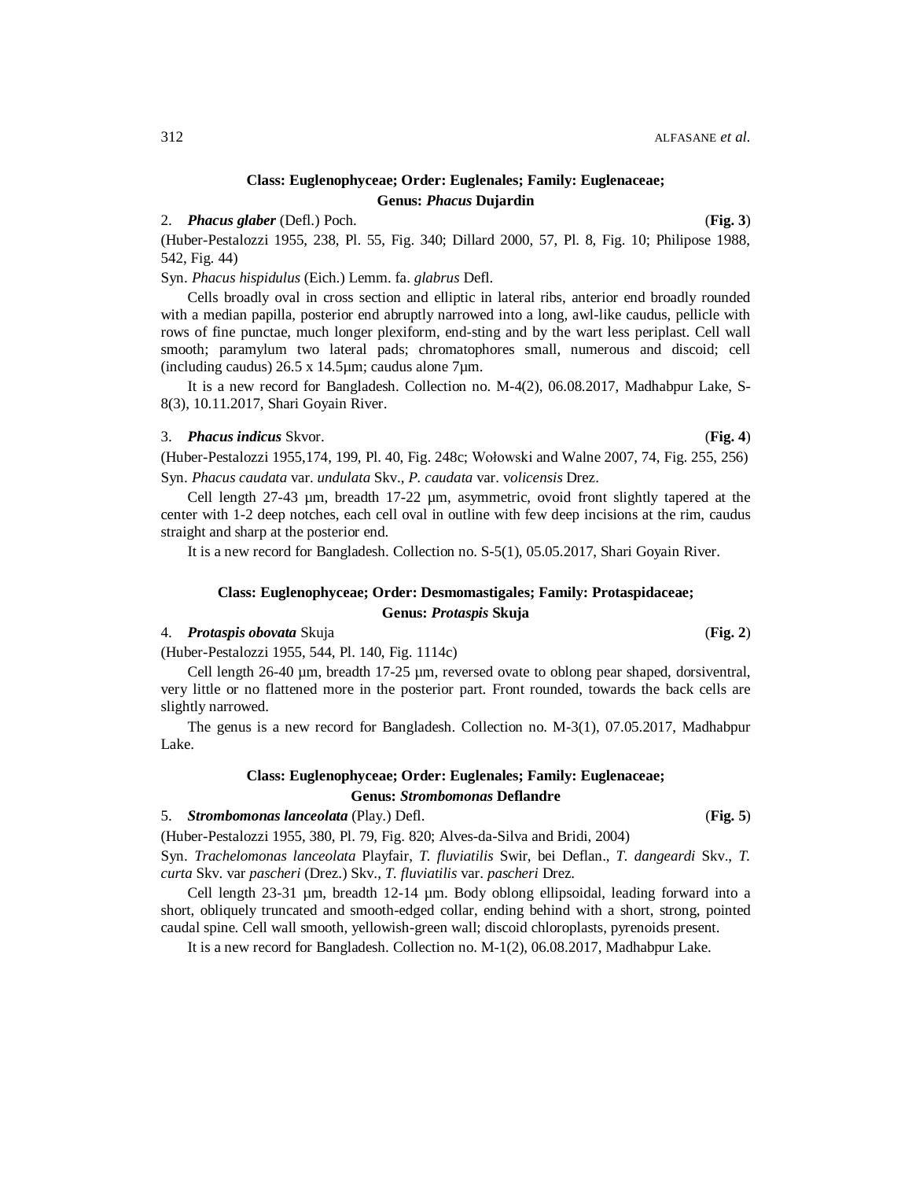**Class: Euglenophyceae; Order: Euglenales; Family: Euglenaceae;**
**Genus: *Phacus* Dujardin**

2. ***Phacus glaber*** (Defl.) Poch. (**Fig. 3**)

(Huber-Pestalozzi 1955, 238, Pl. 55, Fig. 340; Dillard 2000, 57, Pl. 8, Fig. 10; Philipose 1988, 542, Fig. 44)

Syn. *Phacus hispidulus* (Eich.) Lemm. fa. *glabrus* Defl.

Cells broadly oval in cross section and elliptic in lateral ribs, anterior end broadly rounded with a median papilla, posterior end abruptly narrowed into a long, awl-like caudus, pellicle with rows of fine punctae, much longer plexiform, end-sting and by the wart less periplast. Cell wall smooth; paramylum two lateral pads; chromatophores small, numerous and discoid; cell (including caudus) 26.5 x 14.5µm; caudus alone 7µm.

It is a new record for Bangladesh. Collection no. M-4(2), 06.08.2017, Madhabpur Lake, S-8(3), 10.11.2017, Shari Goyain River.

3. ***Phacus indicus*** Skvor. (**Fig. 4**)

(Huber-Pestalozzi 1955,174, 199, Pl. 40, Fig. 248c; Wołowski and Walne 2007, 74, Fig. 255, 256)

Syn. *Phacus caudata* var. *undulata* Skv., *P. caudata* var. *volicensis* Drez.

Cell length 27-43 µm, breadth 17-22 µm, asymmetric, ovoid front slightly tapered at the center with 1-2 deep notches, each cell oval in outline with few deep incisions at the rim, caudus straight and sharp at the posterior end.

It is a new record for Bangladesh. Collection no. S-5(1), 05.05.2017, Shari Goyain River.

**Class: Euglenophyceae; Order: Desmomastigales; Family: Protaspidaceae;**
**Genus: *Protaspis* Skuja**

4. ***Protaspis obovata*** Skuja (**Fig. 2**)

(Huber-Pestalozzi 1955, 544, Pl. 140, Fig. 1114c)

Cell length 26-40 µm, breadth 17-25 µm, reversed ovate to oblong pear shaped, dorsiventral, very little or no flattened more in the posterior part. Front rounded, towards the back cells are slightly narrowed.

The genus is a new record for Bangladesh. Collection no. M-3(1), 07.05.2017, Madhabpur Lake.

**Class: Euglenophyceae; Order: Euglenales; Family: Euglenaceae;**
**Genus: *Strombomonas* Deflandre**

5. ***Strombomonas lanceolata*** (Play.) Defl. (**Fig. 5**)

(Huber-Pestalozzi 1955, 380, Pl. 79, Fig. 820; Alves-da-Silva and Bridi, 2004)

Syn. *Trachelomonas lanceolata* Playfair, *T. fluviatilis* Swir, bei Deflan., *T. dangeardi* Skv., *T. curta* Skv. var *pascheri* (Drez.) Skv., *T. fluviatilis* var. *pascheri* Drez.

Cell length 23-31 µm, breadth 12-14 µm. Body oblong ellipsoidal, leading forward into a short, obliquely truncated and smooth-edged collar, ending behind with a short, strong, pointed caudal spine. Cell wall smooth, yellowish-green wall; discoid chloroplasts, pyrenoids present.

It is a new record for Bangladesh. Collection no. M-1(2), 06.08.2017, Madhabpur Lake.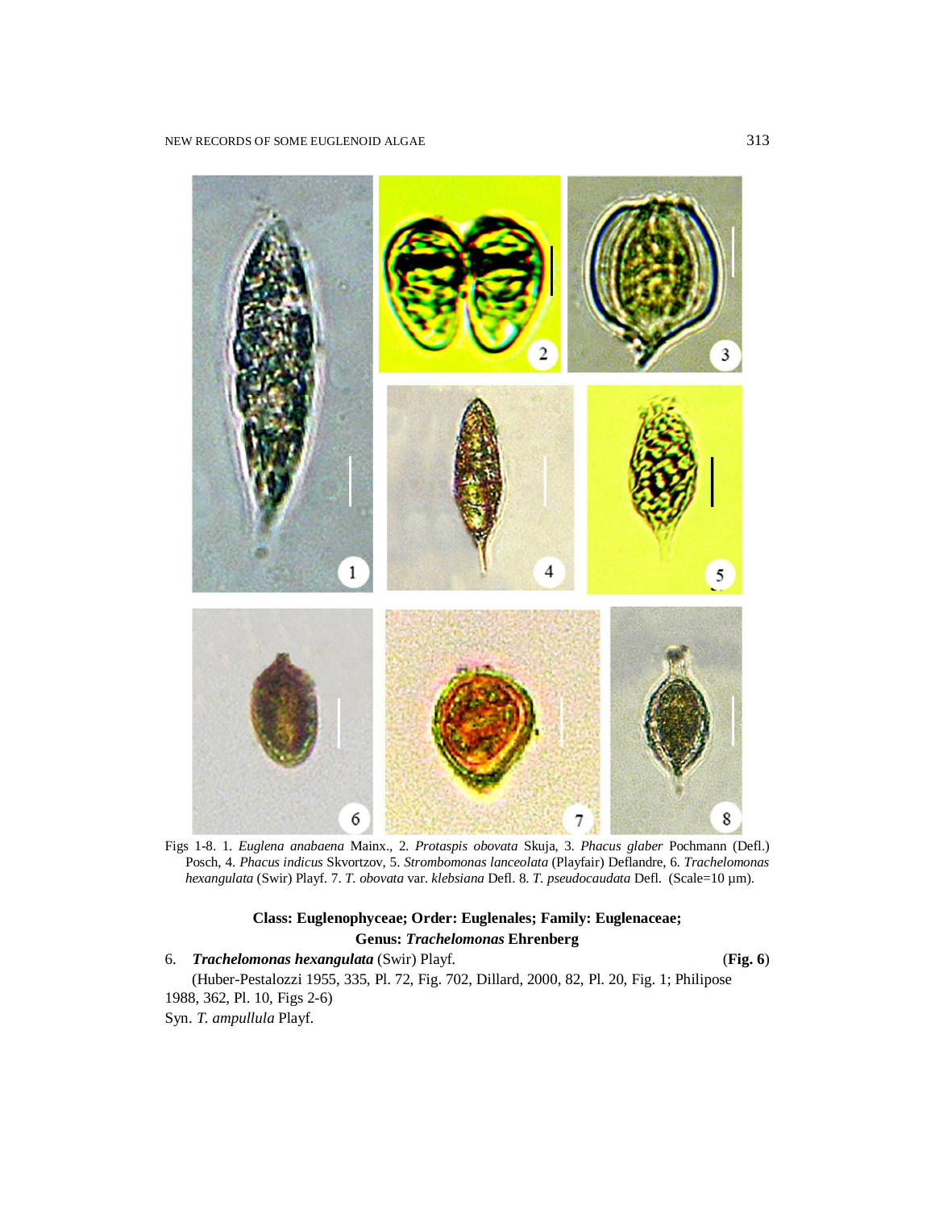Figs 1-8. 1. *Euglena anabaena* Mainx., 2. *Protaspis obovata* Skuja, 3. *Phacus glaber* Pochmann (Defl.) Posch, 4. *Phacus indicus* Skvortzov, 5. *Strombomonas lanceolata* (Playfair) Deflandre, 6. *Trachelomonas hexangulata* (Swir) Playf. 7. *T. obovata* var. *klebsiana* Defl. 8. *T. pseudocaudata* Defl. (Scale=10 µm).

**Class: Euglenophyceae; Order: Euglenales; Family: Euglenaceae; Genus: *Trachelomonas* Ehrenberg**

6. ***Trachelomonas hexangulata*** (Swir) Playf. (**Fig. 6**)

(Huber-Pestalozzi 1955, 335, Pl. 72, Fig. 702, Dillard, 2000, 82, Pl. 20, Fig. 1; Philipose 1988, 362, Pl. 10, Figs 2-6)

Syn. *T. ampullula* Playf.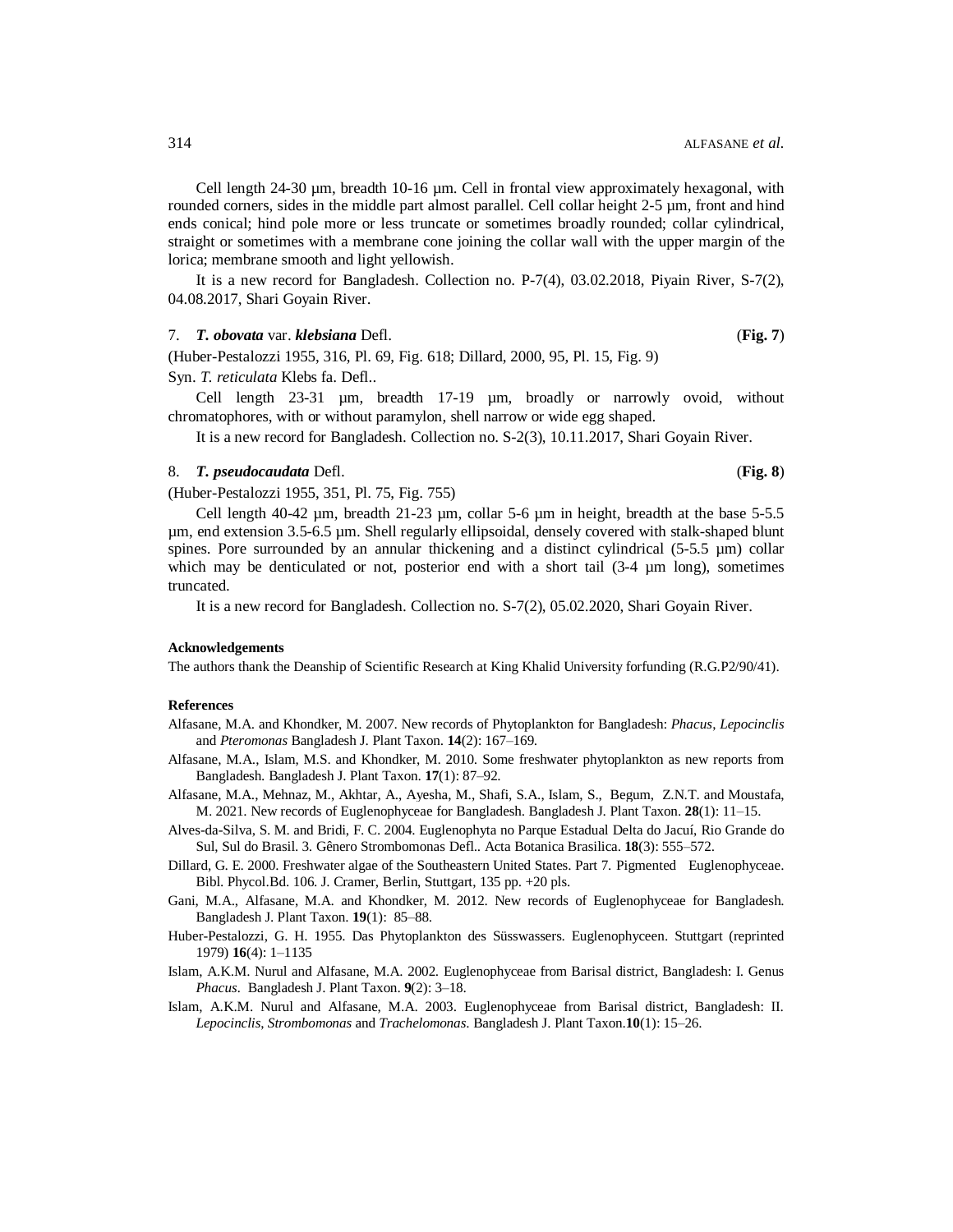Cell length 24-30 µm, breadth 10-16 µm. Cell in frontal view approximately hexagonal, with rounded corners, sides in the middle part almost parallel. Cell collar height 2-5 µm, front and hind ends conical; hind pole more or less truncate or sometimes broadly rounded; collar cylindrical, straight or sometimes with a membrane cone joining the collar wall with the upper margin of the lorica; membrane smooth and light yellowish.

It is a new record for Bangladesh. Collection no. P-7(4), 03.02.2018, Piyain River, S-7(2), 04.08.2017, Shari Goyain River.

7. ***T. obovata*** var. ***klebsiana*** Defl. (**Fig. 7**)

(Huber-Pestalozzi 1955, 316, Pl. 69, Fig. 618; Dillard, 2000, 95, Pl. 15, Fig. 9)

Syn. *T. reticulata* Klebs fa. Defl..

Cell length 23-31 µm, breadth 17-19 µm, broadly or narrowly ovoid, without chromatophores, with or without paramylon, shell narrow or wide egg shaped.

It is a new record for Bangladesh. Collection no. S-2(3), 10.11.2017, Shari Goyain River.

8. ***T. pseudocaudata*** Defl. (**Fig. 8**)

(Huber-Pestalozzi 1955, 351, Pl. 75, Fig. 755)

Cell length 40-42 µm, breadth 21-23 µm, collar 5-6 µm in height, breadth at the base 5-5.5 µm, end extension 3.5-6.5 µm. Shell regularly ellipsoidal, densely covered with stalk-shaped blunt spines. Pore surrounded by an annular thickening and a distinct cylindrical (5-5.5 µm) collar which may be denticulated or not, posterior end with a short tail (3-4 µm long), sometimes truncated.

It is a new record for Bangladesh. Collection no. S-7(2), 05.02.2020, Shari Goyain River.

#### Acknowledgements

The authors thank the Deanship of Scientific Research at King Khalid University forfunding (R.G.P2/90/41).

#### References

Alfasane, M.A. and Khondker, M. 2007. New records of Phytoplankton for Bangladesh: *Phacus*, *Lepocinclis* and *Pteromonas* Bangladesh J. Plant Taxon. **14**(2): 167–169.

Alfasane, M.A., Islam, M.S. and Khondker, M. 2010. Some freshwater phytoplankton as new reports from Bangladesh. Bangladesh J. Plant Taxon. **17**(1): 87–92.

Alfasane, M.A., Mehnaz, M., Akhtar, A., Ayesha, M., Shafi, S.A., Islam, S., Begum, Z.N.T. and Moustafa, M. 2021. New records of Euglenophyceae for Bangladesh. Bangladesh J. Plant Taxon. **28**(1): 11–15.

Alves-da-Silva, S. M. and Bridi, F. C. 2004. Euglenophyta no Parque Estadual Delta do Jacuí, Rio Grande do Sul, Sul do Brasil. 3. Gênero Strombomonas Defl.. Acta Botanica Brasilica. **18**(3): 555–572.

Dillard, G. E. 2000. Freshwater algae of the Southeastern United States. Part 7. Pigmented Euglenophyceae. Bibl. Phycol.Bd. 106. J. Cramer, Berlin, Stuttgart, 135 pp. +20 pls.

Gani, M.A., Alfasane, M.A. and Khondker, M. 2012. New records of Euglenophyceae for Bangladesh. Bangladesh J. Plant Taxon. **19**(1): 85–88.

Huber-Pestalozzi, G. H. 1955. Das Phytoplankton des Süsswassers. Euglenophyceen. Stuttgart (reprinted 1979) **16**(4): 1–1135

Islam, A.K.M. Nurul and Alfasane, M.A. 2002. Euglenophyceae from Barisal district, Bangladesh: I. Genus *Phacus*. Bangladesh J. Plant Taxon. **9**(2): 3–18.

Islam, A.K.M. Nurul and Alfasane, M.A. 2003. Euglenophyceae from Barisal district, Bangladesh: II. *Lepocinclis*, *Strombomonas* and *Trachelomonas*. Bangladesh J. Plant Taxon.**10**(1): 15–26.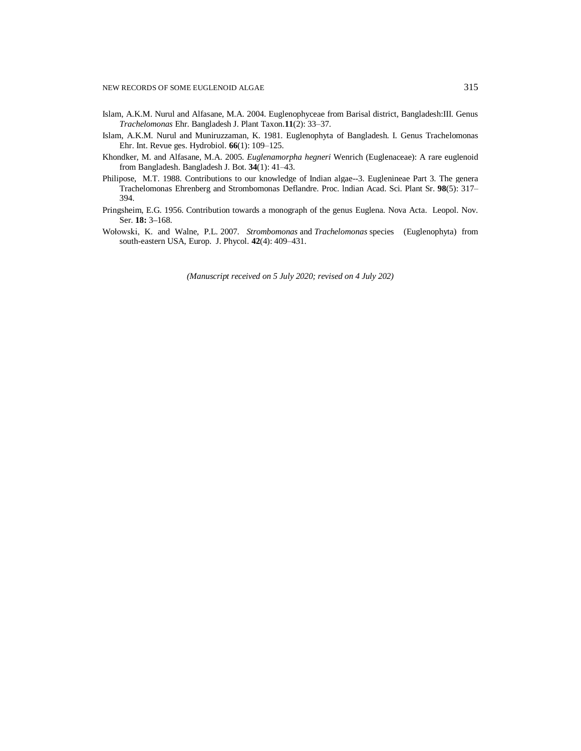Islam, A.K.M. Nurul and Alfasane, M.A. 2004. Euglenophyceae from Barisal district, Bangladesh:III. Genus *Trachelomonas* Ehr. Bangladesh J. Plant Taxon.**11**(2): 33–37.

Islam, A.K.M. Nurul and Muniruzzaman, K. 1981. Euglenophyta of Bangladesh. I. Genus Trachelomonas Ehr. Int. Revue ges. Hydrobiol. **66**(1): 109–125.

Khondker, M. and Alfasane, M.A. 2005. *Euglenamorpha hegneri* Wenrich (Euglenaceae): A rare euglenoid from Bangladesh. Bangladesh J. Bot. **34**(1): 41–43.

Philipose, M.T. 1988. Contributions to our knowledge of Indian algae--3. Euglenineae Part 3. The genera Trachelomonas Ehrenberg and Strombomonas Deflandre. Proc. Indian Acad. Sci. Plant Sr. **98**(5): 317–394.

Pringsheim, E.G. 1956. Contribution towards a monograph of the genus Euglena. Nova Acta. Leopol. Nov. Ser. **18:** 3–168.

Wołowski, K. and Walne, P.L. 2007. *Strombomonas* and *Trachelomonas* species (Euglenophyta) from south-eastern USA, Europ. J. Phycol. **42**(4): 409–431.

*(Manuscript received on 5 July 2020; revised on 4 July 202)*